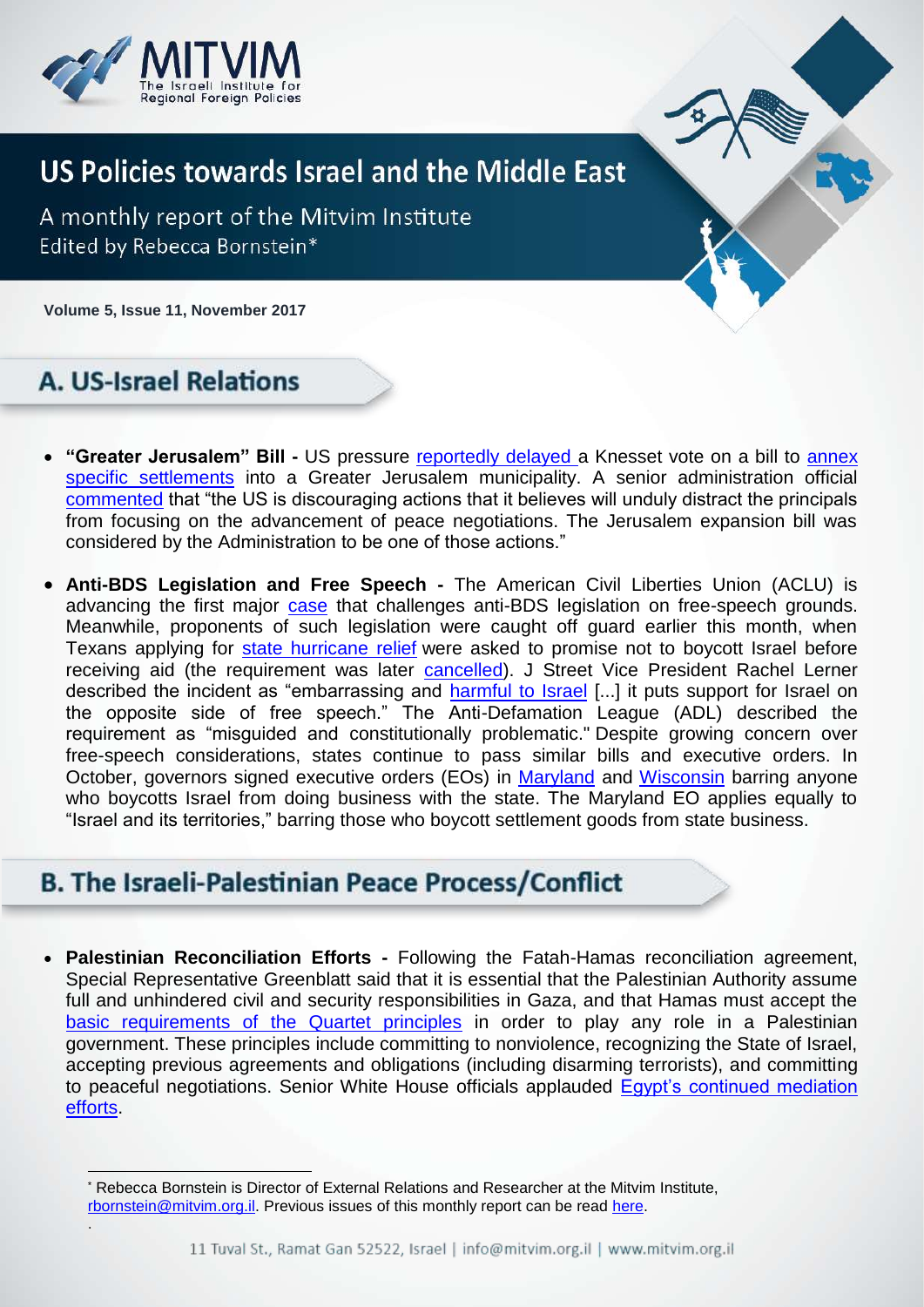# US Policies towards Israel and the Middle East

A monthly report of the Mitvim Institute
Edited by Rebecca Bornstein*

**Volume 5, Issue 11, November 2017**

## A. US-Israel Relations

- **"Greater Jerusalem" Bill -** US pressure reportedly delayed a Knesset vote on a bill to annex specific settlements into a Greater Jerusalem municipality. A senior administration official commented that "the US is discouraging actions that it believes will unduly distract the principals from focusing on the advancement of peace negotiations. The Jerusalem expansion bill was considered by the Administration to be one of those actions."

- **Anti-BDS Legislation and Free Speech -** The American Civil Liberties Union (ACLU) is advancing the first major case that challenges anti-BDS legislation on free-speech grounds. Meanwhile, proponents of such legislation were caught off guard earlier this month, when Texans applying for state hurricane relief were asked to promise not to boycott Israel before receiving aid (the requirement was later cancelled). J Street Vice President Rachel Lerner described the incident as "embarrassing and harmful to Israel [...] it puts support for Israel on the opposite side of free speech." The Anti-Defamation League (ADL) described the requirement as "misguided and constitutionally problematic." Despite growing concern over free-speech considerations, states continue to pass similar bills and executive orders. In October, governors signed executive orders (EOs) in Maryland and Wisconsin barring anyone who boycotts Israel from doing business with the state. The Maryland EO applies equally to "Israel and its territories," barring those who boycott settlement goods from state business.

## B. The Israeli-Palestinian Peace Process/Conflict

- **Palestinian Reconciliation Efforts -** Following the Fatah-Hamas reconciliation agreement, Special Representative Greenblatt said that it is essential that the Palestinian Authority assume full and unhindered civil and security responsibilities in Gaza, and that Hamas must accept the basic requirements of the Quartet principles in order to play any role in a Palestinian government. These principles include committing to nonviolence, recognizing the State of Israel, accepting previous agreements and obligations (including disarming terrorists), and committing to peaceful negotiations. Senior White House officials applauded Egypt's continued mediation efforts.

* Rebecca Bornstein is Director of External Relations and Researcher at the Mitvim Institute, rbornstein@mitvim.org.il. Previous issues of this monthly report can be read here.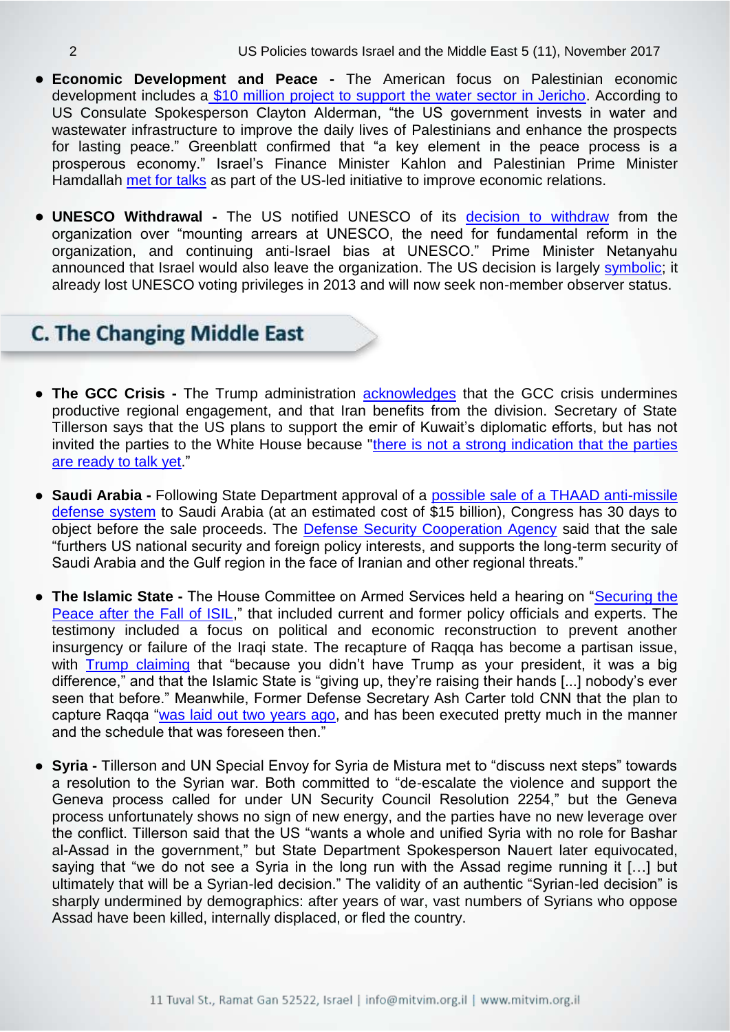- **Economic Development and Peace -** The American focus on Palestinian economic development includes a $10 million project to support the water sector in Jericho. According to US Consulate Spokesperson Clayton Alderman, "the US government invests in water and wastewater infrastructure to improve the daily lives of Palestinians and enhance the prospects for lasting peace." Greenblatt confirmed that "a key element in the peace process is a prosperous economy." Israel's Finance Minister Kahlon and Palestinian Prime Minister Hamdallah met for talks as part of the US-led initiative to improve economic relations.

- **UNESCO Withdrawal -** The US notified UNESCO of its decision to withdraw from the organization over "mounting arrears at UNESCO, the need for fundamental reform in the organization, and continuing anti-Israel bias at UNESCO." Prime Minister Netanyahu announced that Israel would also leave the organization. The US decision is largely symbolic; it already lost UNESCO voting privileges in 2013 and will now seek non-member observer status.

## C. The Changing Middle East

- **The GCC Crisis -** The Trump administration acknowledges that the GCC crisis undermines productive regional engagement, and that Iran benefits from the division. Secretary of State Tillerson says that the US plans to support the emir of Kuwait's diplomatic efforts, but has not invited the parties to the White House because "there is not a strong indication that the parties are ready to talk yet."

- **Saudi Arabia -** Following State Department approval of a possible sale of a THAAD anti-missile defense system to Saudi Arabia (at an estimated cost of $15 billion), Congress has 30 days to object before the sale proceeds. The Defense Security Cooperation Agency said that the sale "furthers US national security and foreign policy interests, and supports the long-term security of Saudi Arabia and the Gulf region in the face of Iranian and other regional threats."

- **The Islamic State -** The House Committee on Armed Services held a hearing on "Securing the Peace after the Fall of ISIL," that included current and former policy officials and experts. The testimony included a focus on political and economic reconstruction to prevent another insurgency or failure of the Iraqi state. The recapture of Raqqa has become a partisan issue, with Trump claiming that "because you didn't have Trump as your president, it was a big difference," and that the Islamic State is "giving up, they're raising their hands [...] nobody's ever seen that before." Meanwhile, Former Defense Secretary Ash Carter told CNN that the plan to capture Raqqa "was laid out two years ago, and has been executed pretty much in the manner and the schedule that was foreseen then."

- **Syria -** Tillerson and UN Special Envoy for Syria de Mistura met to "discuss next steps" towards a resolution to the Syrian war. Both committed to "de-escalate the violence and support the Geneva process called for under UN Security Council Resolution 2254," but the Geneva process unfortunately shows no sign of new energy, and the parties have no new leverage over the conflict. Tillerson said that the US "wants a whole and unified Syria with no role for Bashar al-Assad in the government," but State Department Spokesperson Nauert later equivocated, saying that "we do not see a Syria in the long run with the Assad regime running it […] but ultimately that will be a Syrian-led decision." The validity of an authentic "Syrian-led decision" is sharply undermined by demographics: after years of war, vast numbers of Syrians who oppose Assad have been killed, internally displaced, or fled the country.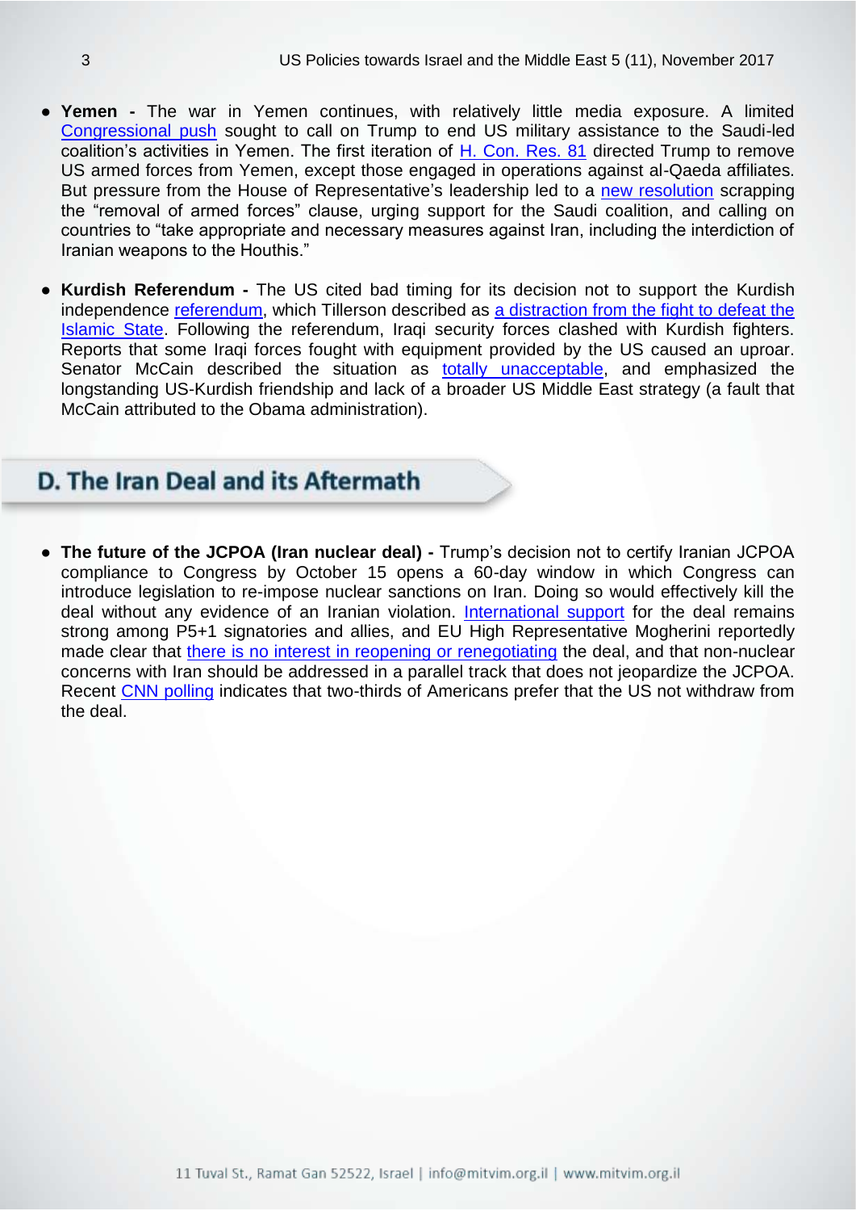- **Yemen -** The war in Yemen continues, with relatively little media exposure. A limited Congressional push sought to call on Trump to end US military assistance to the Saudi-led coalition's activities in Yemen. The first iteration of H. Con. Res. 81 directed Trump to remove US armed forces from Yemen, except those engaged in operations against al-Qaeda affiliates. But pressure from the House of Representative's leadership led to a new resolution scrapping the "removal of armed forces" clause, urging support for the Saudi coalition, and calling on countries to "take appropriate and necessary measures against Iran, including the interdiction of Iranian weapons to the Houthis."

- **Kurdish Referendum -** The US cited bad timing for its decision not to support the Kurdish independence referendum, which Tillerson described as a distraction from the fight to defeat the Islamic State. Following the referendum, Iraqi security forces clashed with Kurdish fighters. Reports that some Iraqi forces fought with equipment provided by the US caused an uproar. Senator McCain described the situation as totally unacceptable, and emphasized the longstanding US-Kurdish friendship and lack of a broader US Middle East strategy (a fault that McCain attributed to the Obama administration).

## D. The Iran Deal and its Aftermath

- **The future of the JCPOA (Iran nuclear deal) -** Trump's decision not to certify Iranian JCPOA compliance to Congress by October 15 opens a 60-day window in which Congress can introduce legislation to re-impose nuclear sanctions on Iran. Doing so would effectively kill the deal without any evidence of an Iranian violation. International support for the deal remains strong among P5+1 signatories and allies, and EU High Representative Mogherini reportedly made clear that there is no interest in reopening or renegotiating the deal, and that non-nuclear concerns with Iran should be addressed in a parallel track that does not jeopardize the JCPOA. Recent CNN polling indicates that two-thirds of Americans prefer that the US not withdraw from the deal.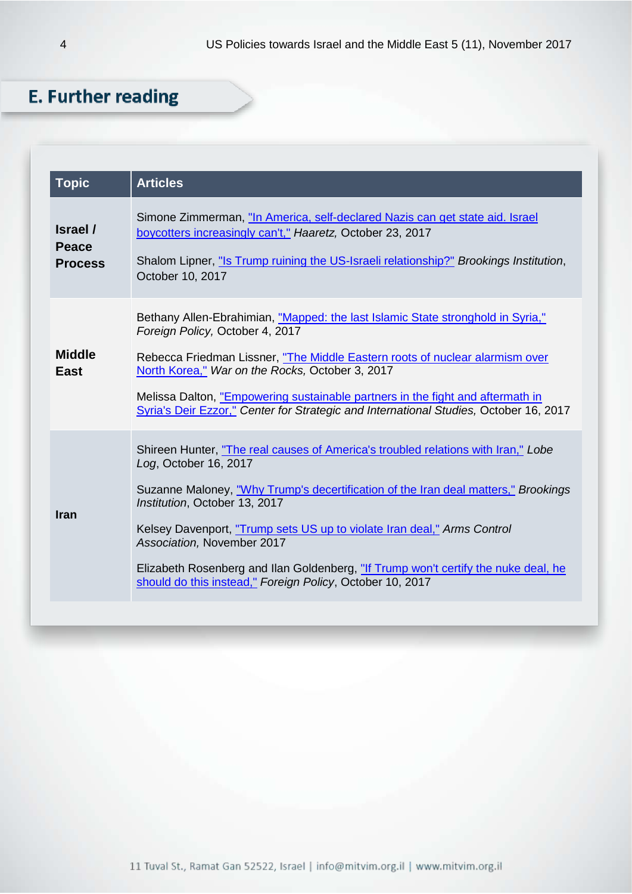## E. Further reading

| Topic | Articles |
|---|---|
| **Israel / Peace Process** | Simone Zimmerman, "In America, self-declared Nazis can get state aid. Israel boycotters increasingly can't," *Haaretz,* October 23, 2017<br><br>Shalom Lipner, "Is Trump ruining the US-Israeli relationship?" *Brookings Institution*, October 10, 2017 |
| **Middle East** | Bethany Allen-Ebrahimian, "Mapped: the last Islamic State stronghold in Syria," *Foreign Policy,* October 4, 2017<br><br>Rebecca Friedman Lissner, "The Middle Eastern roots of nuclear alarmism over North Korea," *War on the Rocks,* October 3, 2017<br><br>Melissa Dalton, "Empowering sustainable partners in the fight and aftermath in Syria's Deir Ezzor," *Center for Strategic and International Studies,* October 16, 2017 |
| **Iran** | Shireen Hunter, "The real causes of America's troubled relations with Iran," *Lobe Log*, October 16, 2017<br><br>Suzanne Maloney, "Why Trump's decertification of the Iran deal matters," *Brookings Institution*, October 13, 2017<br><br>Kelsey Davenport, "Trump sets US up to violate Iran deal," *Arms Control Association,* November 2017<br><br>Elizabeth Rosenberg and Ilan Goldenberg, "If Trump won't certify the nuke deal, he should do this instead," *Foreign Policy*, October 10, 2017 |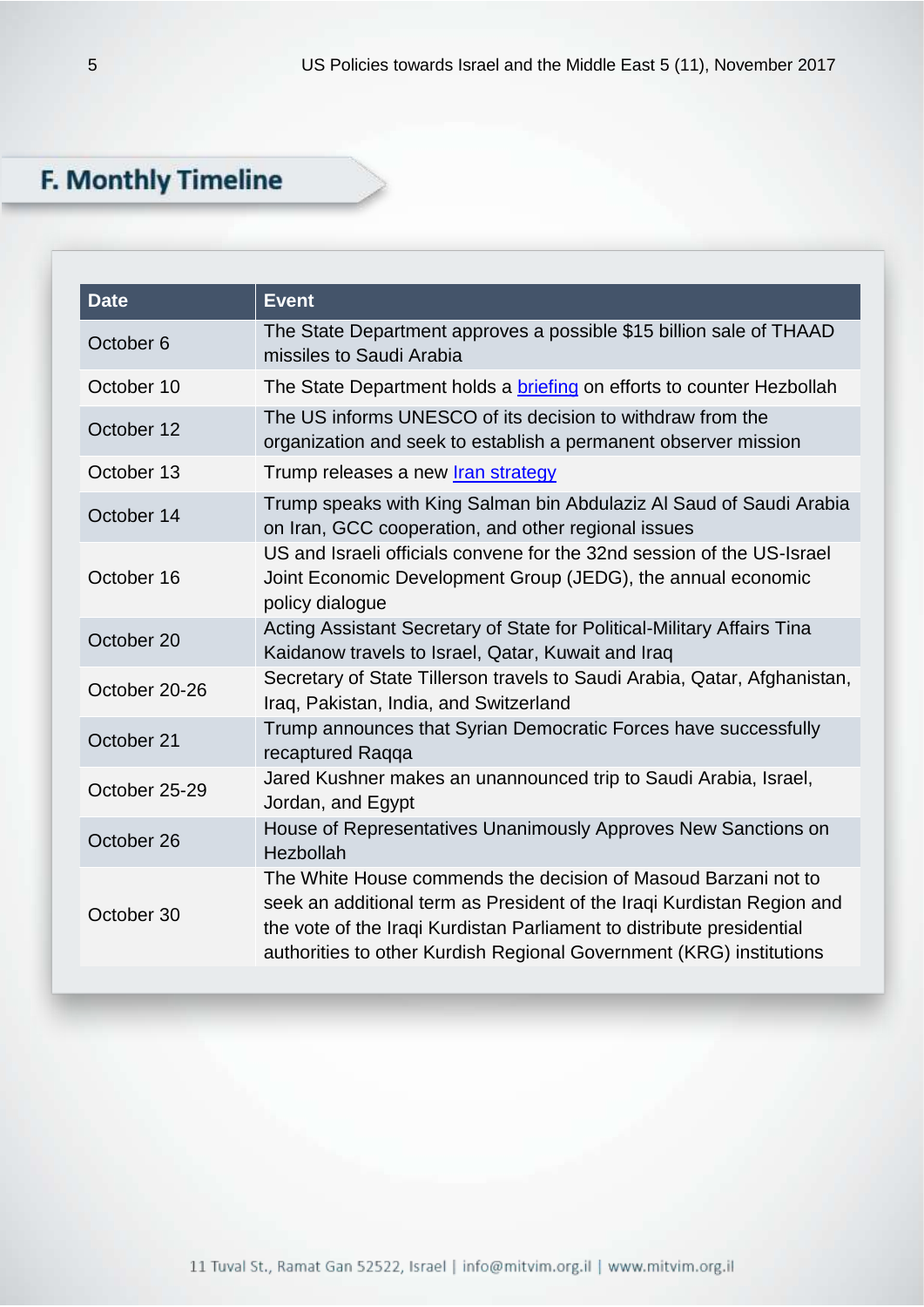## F. Monthly Timeline

| Date | Event |
|---|---|
| October 6 | The State Department approves a possible $15 billion sale of THAAD missiles to Saudi Arabia |
| October 10 | The State Department holds a briefing on efforts to counter Hezbollah |
| October 12 | The US informs UNESCO of its decision to withdraw from the organization and seek to establish a permanent observer mission |
| October 13 | Trump releases a new Iran strategy |
| October 14 | Trump speaks with King Salman bin Abdulaziz Al Saud of Saudi Arabia on Iran, GCC cooperation, and other regional issues |
| October 16 | US and Israeli officials convene for the 32nd session of the US-Israel Joint Economic Development Group (JEDG), the annual economic policy dialogue |
| October 20 | Acting Assistant Secretary of State for Political-Military Affairs Tina Kaidanow travels to Israel, Qatar, Kuwait and Iraq |
| October 20-26 | Secretary of State Tillerson travels to Saudi Arabia, Qatar, Afghanistan, Iraq, Pakistan, India, and Switzerland |
| October 21 | Trump announces that Syrian Democratic Forces have successfully recaptured Raqqa |
| October 25-29 | Jared Kushner makes an unannounced trip to Saudi Arabia, Israel, Jordan, and Egypt |
| October 26 | House of Representatives Unanimously Approves New Sanctions on Hezbollah |
| October 30 | The White House commends the decision of Masoud Barzani not to seek an additional term as President of the Iraqi Kurdistan Region and the vote of the Iraqi Kurdistan Parliament to distribute presidential authorities to other Kurdish Regional Government (KRG) institutions |

11 Tuval St., Ramat Gan 52522, Israel | info@mitvim.org.il | www.mitvim.org.il